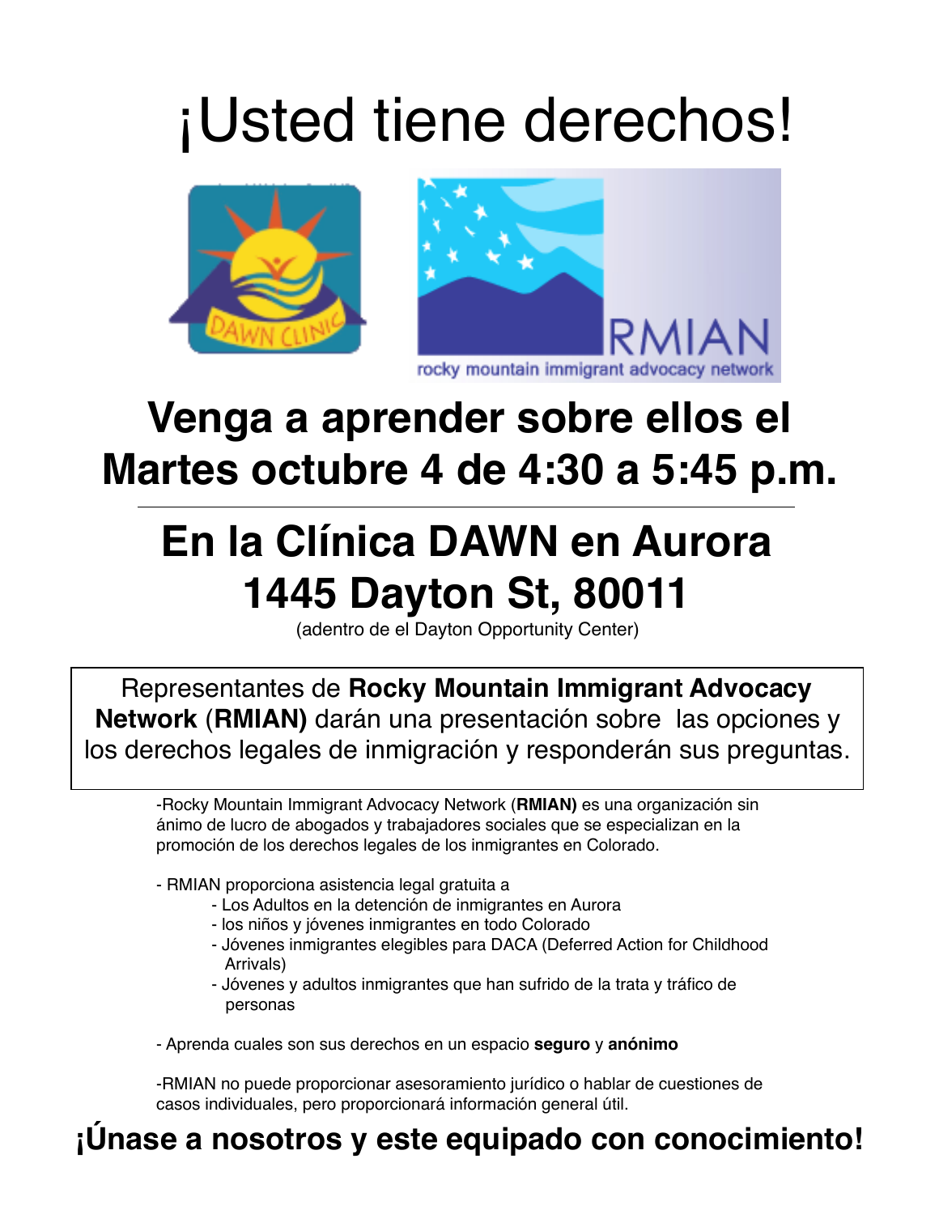# ¡Usted tiene derechos!

## Venga a aprender sobre ellos el Martes octubre 4 de 4:30 a 5:45 p.m.

---

## En la Clínica DAWN en Aurora
## 1445 Dayton St, 80011

(adentro de el Dayton Opportunity Center)

Representantes de **Rocky Mountain Immigrant Advocacy Network** (**RMIAN)** darán una presentación sobre las opciones y los derechos legales de inmigración y responderán sus preguntas.

-Rocky Mountain Immigrant Advocacy Network (**RMIAN)** es una organización sin ánimo de lucro de abogados y trabajadores sociales que se especializan en la promoción de los derechos legales de los inmigrantes en Colorado.

- RMIAN proporciona asistencia legal gratuita a
    - Los Adultos en la detención de inmigrantes en Aurora
    - los niños y jóvenes inmigrantes en todo Colorado
    - Jóvenes inmigrantes elegibles para DACA (Deferred Action for Childhood Arrivals)
    - Jóvenes y adultos inmigrantes que han sufrido de la trata y tráfico de personas

- Aprenda cuales son sus derechos en un espacio **seguro** y **anónimo**

-RMIAN no puede proporcionar asesoramiento jurídico o hablar de cuestiones de casos individuales, pero proporcionará información general útil.

## ¡Únase a nosotros y este equipado con conocimiento!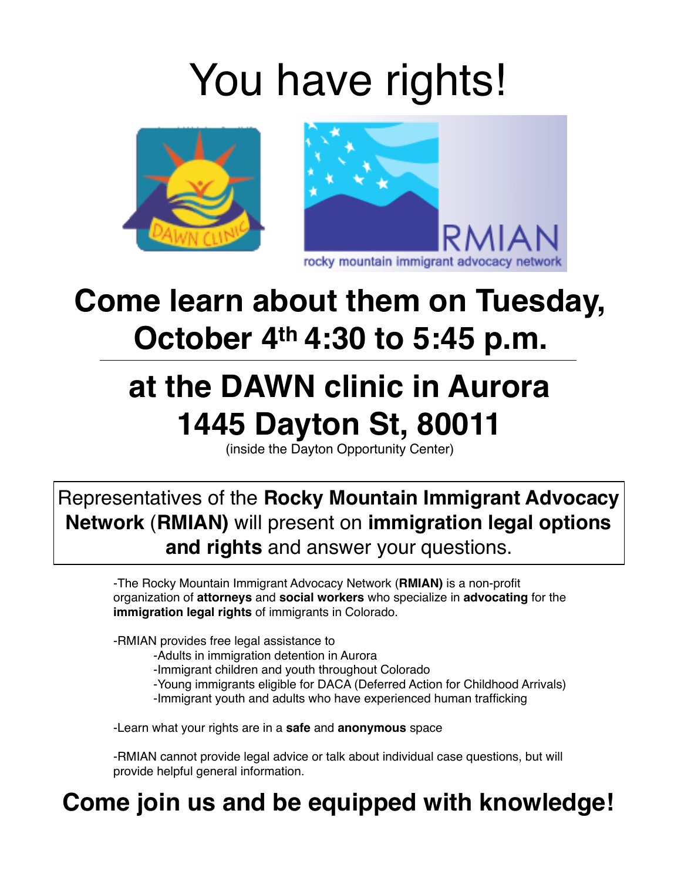# You have rights!

DAWN CLINIC

RMIAN
rocky mountain immigrant advocacy network

## Come learn about them on Tuesday, October 4th 4:30 to 5:45 p.m.

## at the DAWN clinic in Aurora 1445 Dayton St, 80011

(inside the Dayton Opportunity Center)

Representatives of the **Rocky Mountain Immigrant Advocacy Network** (**RMIAN)** will present on **immigration legal options and rights** and answer your questions.

-The Rocky Mountain Immigrant Advocacy Network (**RMIAN)** is a non-profit organization of **attorneys** and **social workers** who specialize in **advocating** for the **immigration legal rights** of immigrants in Colorado.

-RMIAN provides free legal assistance to

- -Adults in immigration detention in Aurora
- -Immigrant children and youth throughout Colorado
- -Young immigrants eligible for DACA (Deferred Action for Childhood Arrivals)
- -Immigrant youth and adults who have experienced human trafficking

-Learn what your rights are in a **safe** and **anonymous** space

-RMIAN cannot provide legal advice or talk about individual case questions, but will provide helpful general information.

## Come join us and be equipped with knowledge!